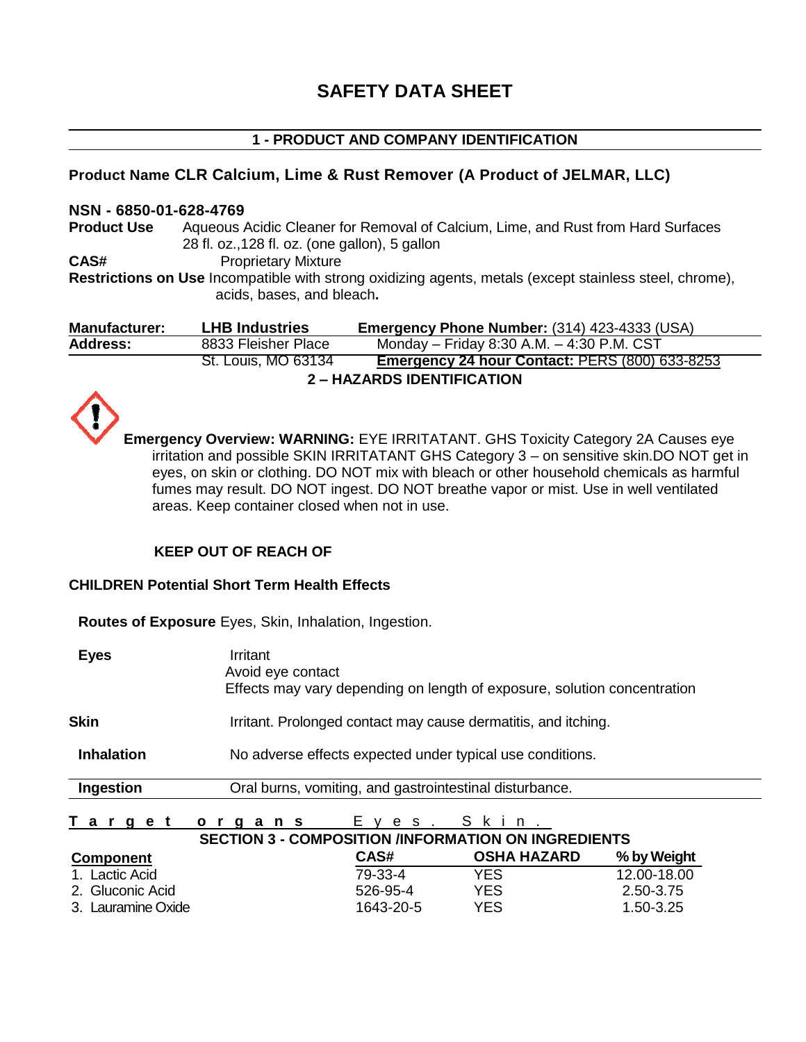# SAFETY DATA SHEET

## 1 - PRODUCT AND COMPANY IDENTIFICATION

**Product Name CLR Calcium, Lime & Rust Remover (A Product of JELMAR, LLC)**

**NSN - 6850-01-628-4769**

**Product Use** Aqueous Acidic Cleaner for Removal of Calcium, Lime, and Rust from Hard Surfaces 28 fl. oz.,128 fl. oz. (one gallon), 5 gallon

**CAS#** Proprietary Mixture

**Restrictions on Use** Incompatible with strong oxidizing agents, metals (except stainless steel, chrome), acids, bases, and bleach**.**

| **Manufacturer:** | **LHB Industries** | **Emergency Phone Number:** (314) 423-4333 (USA) |
|---|---|---|
| **Address:** | 8833 Fleisher Place | Monday – Friday 8:30 A.M. – 4:30 P.M. CST |
| | St. Louis, MO 63134 | **Emergency 24 hour Contact:** PERS (800) 633-8253 |

## 2 – HAZARDS IDENTIFICATION

**Emergency Overview: WARNING:** EYE IRRITATANT. GHS Toxicity Category 2A Causes eye irritation and possible SKIN IRRITATANT GHS Category 3 – on sensitive skin.DO NOT get in eyes, on skin or clothing. DO NOT mix with bleach or other household chemicals as harmful fumes may result. DO NOT ingest. DO NOT breathe vapor or mist. Use in well ventilated areas. Keep container closed when not in use.

**KEEP OUT OF REACH OF**

**CHILDREN Potential Short Term Health Effects**

**Routes of Exposure** Eyes, Skin, Inhalation, Ingestion.

| | |
|---|---|
| **Eyes** | Irritant<br>Avoid eye contact<br>Effects may vary depending on length of exposure, solution concentration |
| **Skin** | Irritant. Prolonged contact may cause dermatitis, and itching. |
| **Inhalation** | No adverse effects expected under typical use conditions. |
| **Ingestion** | Oral burns, vomiting, and gastrointestinal disturbance. |

**Target organs** Eyes. Skin.

## SECTION 3 - COMPOSITION /INFORMATION ON INGREDIENTS

| **Component** | **CAS#** | **OSHA HAZARD** | **% by Weight** |
|---|---|---|---|
| 1. Lactic Acid | 79-33-4 | YES | 12.00-18.00 |
| 2. Gluconic Acid | 526-95-4 | YES | 2.50-3.75 |
| 3. Lauramine Oxide | 1643-20-5 | YES | 1.50-3.25 |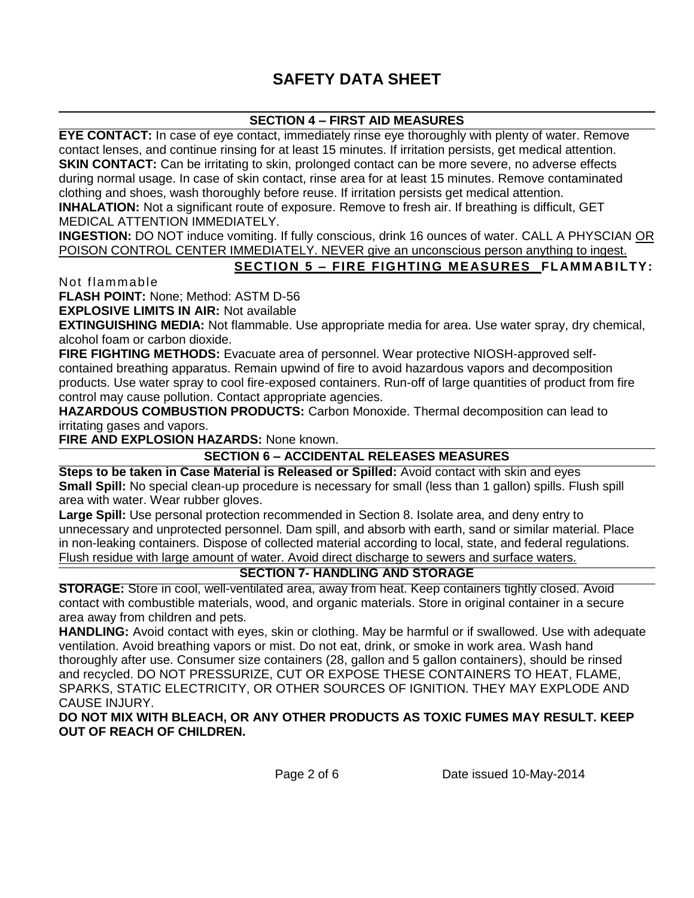# SAFETY DATA SHEET

## SECTION 4 – FIRST AID MEASURES

**EYE CONTACT:** In case of eye contact, immediately rinse eye thoroughly with plenty of water. Remove contact lenses, and continue rinsing for at least 15 minutes. If irritation persists, get medical attention.
**SKIN CONTACT:** Can be irritating to skin, prolonged contact can be more severe, no adverse effects during normal usage. In case of skin contact, rinse area for at least 15 minutes. Remove contaminated clothing and shoes, wash thoroughly before reuse. If irritation persists get medical attention.
**INHALATION:** Not a significant route of exposure. Remove to fresh air. If breathing is difficult, GET MEDICAL ATTENTION IMMEDIATELY.
**INGESTION:** DO NOT induce vomiting. If fully conscious, drink 16 ounces of water. CALL A PHYSCIAN OR POISON CONTROL CENTER IMMEDIATELY. NEVER give an unconscious person anything to ingest.

## SECTION 5 – FIRE FIGHTING MEASURES

**FLAMMABILTY:** Not flammable
**FLASH POINT:** None; Method: ASTM D-56
**EXPLOSIVE LIMITS IN AIR:** Not available
**EXTINGUISHING MEDIA:** Not flammable. Use appropriate media for area. Use water spray, dry chemical, alcohol foam or carbon dioxide.
**FIRE FIGHTING METHODS:** Evacuate area of personnel. Wear protective NIOSH-approved self-contained breathing apparatus. Remain upwind of fire to avoid hazardous vapors and decomposition products. Use water spray to cool fire-exposed containers. Run-off of large quantities of product from fire control may cause pollution. Contact appropriate agencies.
**HAZARDOUS COMBUSTION PRODUCTS:** Carbon Monoxide. Thermal decomposition can lead to irritating gases and vapors.
**FIRE AND EXPLOSION HAZARDS:** None known.

## SECTION 6 – ACCIDENTAL RELEASES MEASURES

**Steps to be taken in Case Material is Released or Spilled:** Avoid contact with skin and eyes
**Small Spill:** No special clean-up procedure is necessary for small (less than 1 gallon) spills. Flush spill area with water. Wear rubber gloves.
**Large Spill:** Use personal protection recommended in Section 8. Isolate area, and deny entry to unnecessary and unprotected personnel. Dam spill, and absorb with earth, sand or similar material. Place in non-leaking containers. Dispose of collected material according to local, state, and federal regulations. Flush residue with large amount of water. Avoid direct discharge to sewers and surface waters.

## SECTION 7- HANDLING AND STORAGE

**STORAGE:** Store in cool, well-ventilated area, away from heat. Keep containers tightly closed. Avoid contact with combustible materials, wood, and organic materials. Store in original container in a secure area away from children and pets.
**HANDLING:** Avoid contact with eyes, skin or clothing. May be harmful or if swallowed. Use with adequate ventilation. Avoid breathing vapors or mist. Do not eat, drink, or smoke in work area. Wash hand thoroughly after use. Consumer size containers (28, gallon and 5 gallon containers), should be rinsed and recycled. DO NOT PRESSURIZE, CUT OR EXPOSE THESE CONTAINERS TO HEAT, FLAME, SPARKS, STATIC ELECTRICITY, OR OTHER SOURCES OF IGNITION. THEY MAY EXPLODE AND CAUSE INJURY.
**DO NOT MIX WITH BLEACH, OR ANY OTHER PRODUCTS AS TOXIC FUMES MAY RESULT. KEEP OUT OF REACH OF CHILDREN.**

Date issued 10-May-2014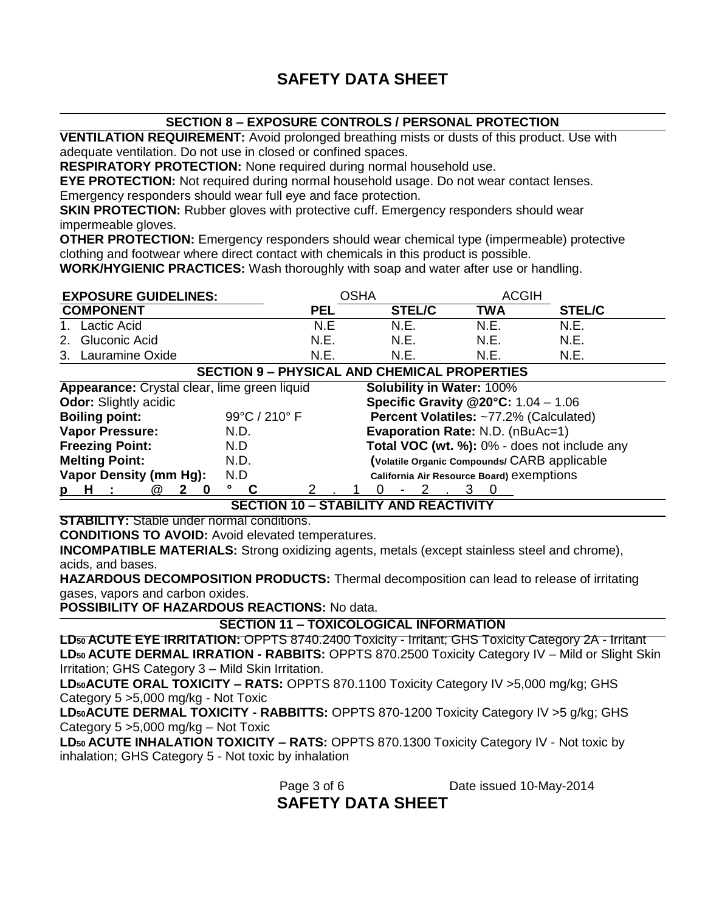# SAFETY DATA SHEET

## SECTION 8 – EXPOSURE CONTROLS / PERSONAL PROTECTION

**VENTILATION REQUIREMENT:** Avoid prolonged breathing mists or dusts of this product. Use with adequate ventilation. Do not use in closed or confined spaces.

**RESPIRATORY PROTECTION:** None required during normal household use.

**EYE PROTECTION:** Not required during normal household usage. Do not wear contact lenses. Emergency responders should wear full eye and face protection.

**SKIN PROTECTION:** Rubber gloves with protective cuff. Emergency responders should wear impermeable gloves.

**OTHER PROTECTION:** Emergency responders should wear chemical type (impermeable) protective clothing and footwear where direct contact with chemicals in this product is possible.

**WORK/HYGIENIC PRACTICES:** Wash thoroughly with soap and water after use or handling.

| EXPOSURE GUIDELINES: | OSHA | | ACGIH | |
|---|---|---|---|---|
| **COMPONENT** | **PEL** | **STEL/C** | **TWA** | **STEL/C** |
| 1. Lactic Acid | N.E | N.E. | N.E. | N.E. |
| 2. Gluconic Acid | N.E. | N.E. | N.E. | N.E. |
| 3. Lauramine Oxide | N.E. | N.E. | N.E. | N.E. |

## SECTION 9 – PHYSICAL AND CHEMICAL PROPERTIES

**Appearance:** Crystal clear, lime green liquid

**Odor:** Slightly acidic

**Boiling point:** 99°C / 210° F

**Vapor Pressure:** N.D.

**Freezing Point:** N.D

**Melting Point:** N.D.

**Vapor Density (mm Hg):** N.D

**pH: @ 20 °C** 2.10 - 2.30

**Solubility in Water:** 100%

**Specific Gravity @20°C:** 1.04 – 1.06

**Percent Volatiles:** ~77.2% (Calculated)

**Evaporation Rate:** N.D. (nBuAc=1)

**Total VOC (wt. %):** 0% - does not include any (Volatile Organic Compounds/ CARB applicable California Air Resource Board) exemptions

## SECTION 10 – STABILITY AND REACTIVITY

**STABILITY:** Stable under normal conditions.

**CONDITIONS TO AVOID:** Avoid elevated temperatures.

**INCOMPATIBLE MATERIALS:** Strong oxidizing agents, metals (except stainless steel and chrome), acids, and bases.

**HAZARDOUS DECOMPOSITION PRODUCTS:** Thermal decomposition can lead to release of irritating gases, vapors and carbon oxides.

**POSSIBILITY OF HAZARDOUS REACTIONS:** No data.

## SECTION 11 – TOXICOLOGICAL INFORMATION

**$LD_{50}$ ACUTE EYE IRRITATION:** OPPTS 8740.2400 Toxicity - Irritant; GHS Toxicity Category 2A - Irritant

**$LD_{50}$ ACUTE DERMAL IRRATION - RABBITS:** OPPTS 870.2500 Toxicity Category IV – Mild or Slight Skin Irritation; GHS Category 3 – Mild Skin Irritation.

**$LD_{50}$ACUTE ORAL TOXICITY – RATS:** OPPTS 870.1100 Toxicity Category IV >5,000 mg/kg; GHS Category 5 >5,000 mg/kg - Not Toxic

**$LD_{50}$ACUTE DERMAL TOXICITY - RABBITTS:** OPPTS 870-1200 Toxicity Category IV >5 g/kg; GHS Category 5 >5,000 mg/kg – Not Toxic

**$LD_{50}$ ACUTE INHALATION TOXICITY – RATS:** OPPTS 870.1300 Toxicity Category IV - Not toxic by inhalation; GHS Category 5 - Not toxic by inhalation

Date issued 10-May-2014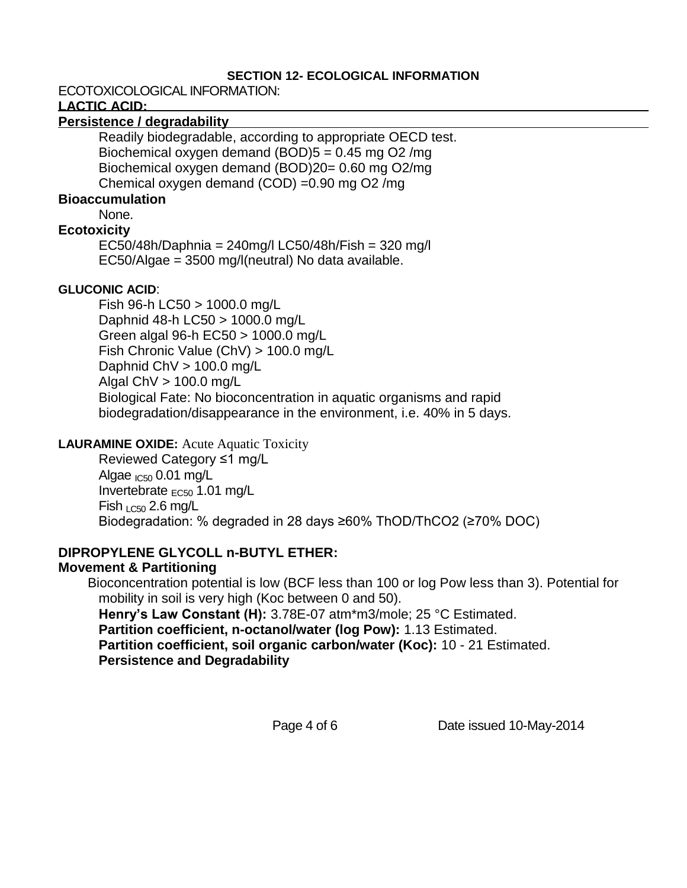## SECTION 12- ECOLOGICAL INFORMATION

ECOTOXICOLOGICAL INFORMATION:

**LACTIC ACID:**

**Persistence / degradability**

Readily biodegradable, according to appropriate OECD test.
Biochemical oxygen demand (BOD)5 = 0.45 mg O2 /mg
Biochemical oxygen demand (BOD)20= 0.60 mg O2/mg
Chemical oxygen demand (COD) =0.90 mg O2 /mg

**Bioaccumulation**

None.

**Ecotoxicity**

EC50/48h/Daphnia = 240mg/l LC50/48h/Fish = 320 mg/l
EC50/Algae = 3500 mg/l(neutral) No data available.

**GLUCONIC ACID**:

Fish 96-h LC50 > 1000.0 mg/L
Daphnid 48-h LC50 > 1000.0 mg/L
Green algal 96-h EC50 > 1000.0 mg/L
Fish Chronic Value (ChV) > 100.0 mg/L
Daphnid ChV > 100.0 mg/L
Algal ChV > 100.0 mg/L
Biological Fate: No bioconcentration in aquatic organisms and rapid biodegradation/disappearance in the environment, i.e. 40% in 5 days.

**LAURAMINE OXIDE:** Acute Aquatic Toxicity

Reviewed Category ≤1 mg/L
Algae $_{IC50}$ 0.01 mg/L
Invertebrate $_{EC50}$ 1.01 mg/L
Fish $_{LC50}$ 2.6 mg/L
Biodegradation: % degraded in 28 days ≥60% ThOD/ThCO2 (≥70% DOC)

**DIPROPYLENE GLYCOLL n-BUTYL ETHER:**

**Movement & Partitioning**

Bioconcentration potential is low (BCF less than 100 or log Pow less than 3). Potential for mobility in soil is very high (Koc between 0 and 50).
**Henry's Law Constant (H):** 3.78E-07 atm*m3/mole; 25 °C Estimated.
**Partition coefficient, n-octanol/water (log Pow):** 1.13 Estimated.
**Partition coefficient, soil organic carbon/water (Koc):** 10 - 21 Estimated.
**Persistence and Degradability**

Date issued 10-May-2014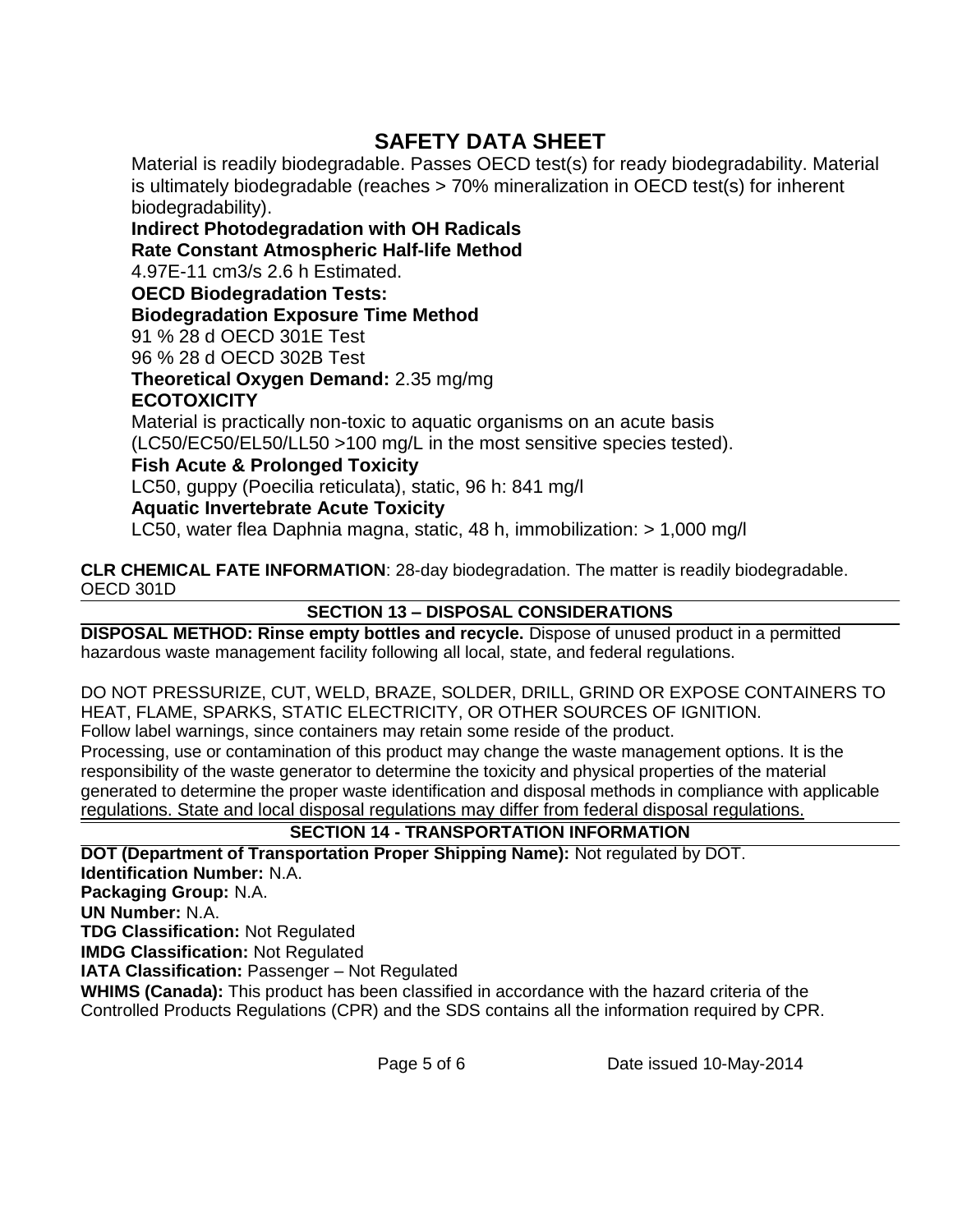Material is readily biodegradable. Passes OECD test(s) for ready biodegradability. Material is ultimately biodegradable (reaches > 70% mineralization in OECD test(s) for inherent biodegradability).

**Indirect Photodegradation with OH Radicals**

**Rate Constant Atmospheric Half-life Method**

4.97E-11 cm3/s 2.6 h Estimated.

**OECD Biodegradation Tests:**

**Biodegradation Exposure Time Method**

91 % 28 d OECD 301E Test

96 % 28 d OECD 302B Test

**Theoretical Oxygen Demand:** 2.35 mg/mg

**ECOTOXICITY**

Material is practically non-toxic to aquatic organisms on an acute basis (LC50/EC50/EL50/LL50 >100 mg/L in the most sensitive species tested).

**Fish Acute & Prolonged Toxicity**

LC50, guppy (Poecilia reticulata), static, 96 h: 841 mg/l

**Aquatic Invertebrate Acute Toxicity**

LC50, water flea Daphnia magna, static, 48 h, immobilization: > 1,000 mg/l

**CLR CHEMICAL FATE INFORMATION**: 28-day biodegradation. The matter is readily biodegradable. OECD 301D

## SECTION 13 – DISPOSAL CONSIDERATIONS

**DISPOSAL METHOD: Rinse empty bottles and recycle.** Dispose of unused product in a permitted hazardous waste management facility following all local, state, and federal regulations.

DO NOT PRESSURIZE, CUT, WELD, BRAZE, SOLDER, DRILL, GRIND OR EXPOSE CONTAINERS TO HEAT, FLAME, SPARKS, STATIC ELECTRICITY, OR OTHER SOURCES OF IGNITION.

Follow label warnings, since containers may retain some reside of the product.

Processing, use or contamination of this product may change the waste management options. It is the responsibility of the waste generator to determine the toxicity and physical properties of the material generated to determine the proper waste identification and disposal methods in compliance with applicable regulations. State and local disposal regulations may differ from federal disposal regulations.

## SECTION 14 - TRANSPORTATION INFORMATION

**DOT (Department of Transportation Proper Shipping Name):** Not regulated by DOT.

**Identification Number:** N.A.

**Packaging Group:** N.A.

**UN Number:** N.A.

**TDG Classification:** Not Regulated

**IMDG Classification:** Not Regulated

**IATA Classification:** Passenger – Not Regulated

**WHIMS (Canada):** This product has been classified in accordance with the hazard criteria of the Controlled Products Regulations (CPR) and the SDS contains all the information required by CPR.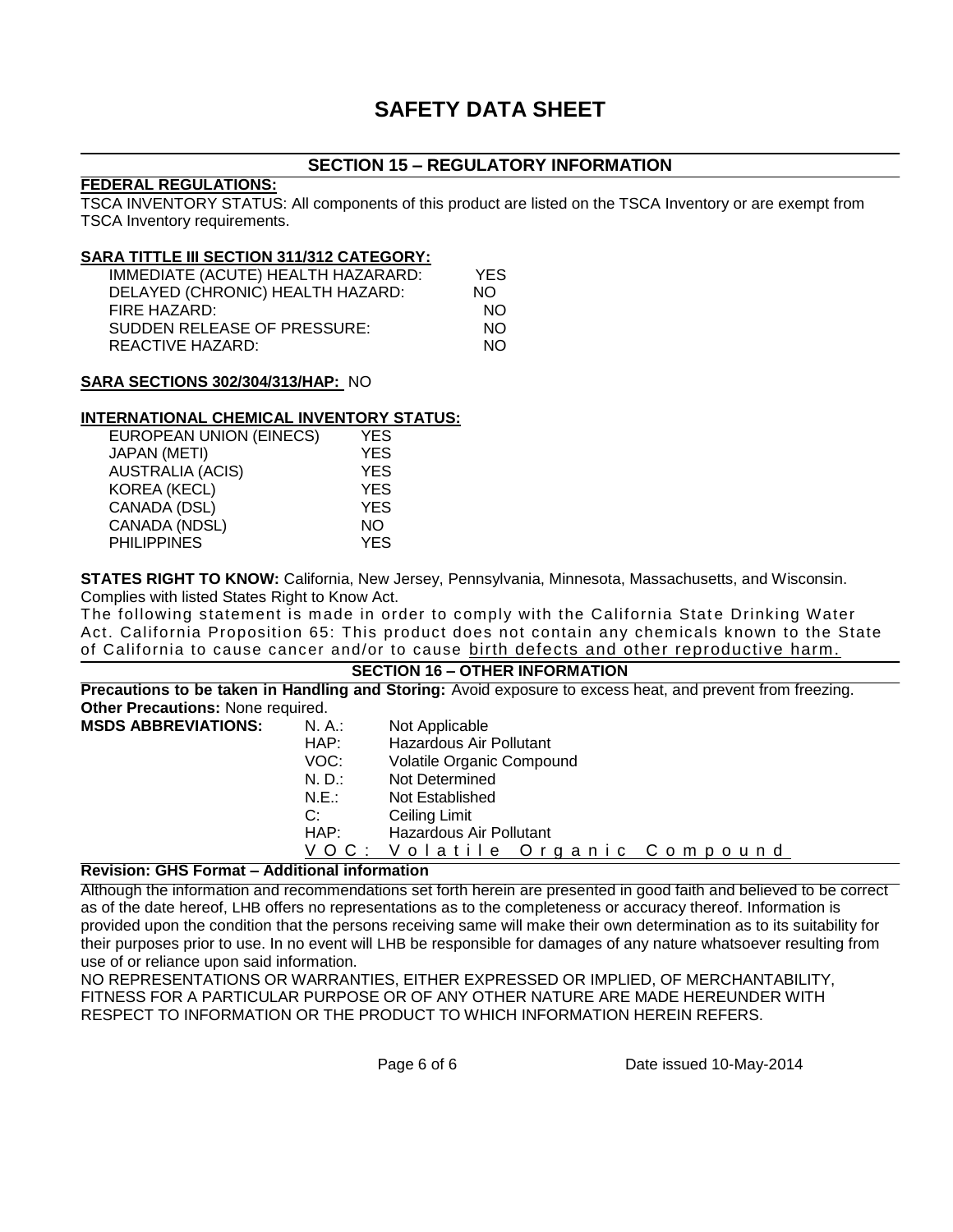# SAFETY DATA SHEET

## SECTION 15 – REGULATORY INFORMATION

**FEDERAL REGULATIONS:**

TSCA INVENTORY STATUS: All components of this product are listed on the TSCA Inventory or are exempt from TSCA Inventory requirements.

**SARA TITTLE III SECTION 311/312 CATEGORY:**

| | |
|---|---|
| IMMEDIATE (ACUTE) HEALTH HAZARARD: | YES |
| DELAYED (CHRONIC) HEALTH HAZARD: | NO |
| FIRE HAZARD: | NO |
| SUDDEN RELEASE OF PRESSURE: | NO |
| REACTIVE HAZARD: | NO |

**SARA SECTIONS 302/304/313/HAP:** NO

**INTERNATIONAL CHEMICAL INVENTORY STATUS:**

| | |
|---|---|
| EUROPEAN UNION (EINECS) | YES |
| JAPAN (METI) | YES |
| AUSTRALIA (ACIS) | YES |
| KOREA (KECL) | YES |
| CANADA (DSL) | YES |
| CANADA (NDSL) | NO |
| PHILIPPINES | YES |

**STATES RIGHT TO KNOW:** California, New Jersey, Pennsylvania, Minnesota, Massachusetts, and Wisconsin. Complies with listed States Right to Know Act.

The following statement is made in order to comply with the California State Drinking Water Act. California Proposition 65: This product does not contain any chemicals known to the State of California to cause cancer and/or to cause birth defects and other reproductive harm.

## SECTION 16 – OTHER INFORMATION

**Precautions to be taken in Handling and Storing:** Avoid exposure to excess heat, and prevent from freezing.

**Other Precautions:** None required.

**MSDS ABBREVIATIONS:**

| | |
|---|---|
| N. A.: | Not Applicable |
| HAP: | Hazardous Air Pollutant |
| VOC: | Volatile Organic Compound |
| N. D.: | Not Determined |
| N.E.: | Not Established |
| C: | Ceiling Limit |
| HAP: | Hazardous Air Pollutant |
| VOC: | Volatile Organic Compound |

**Revision: GHS Format – Additional information**

Although the information and recommendations set forth herein are presented in good faith and believed to be correct as of the date hereof, LHB offers no representations as to the completeness or accuracy thereof. Information is provided upon the condition that the persons receiving same will make their own determination as to its suitability for their purposes prior to use. In no event will LHB be responsible for damages of any nature whatsoever resulting from use of or reliance upon said information.

NO REPRESENTATIONS OR WARRANTIES, EITHER EXPRESSED OR IMPLIED, OF MERCHANTABILITY, FITNESS FOR A PARTICULAR PURPOSE OR OF ANY OTHER NATURE ARE MADE HEREUNDER WITH RESPECT TO INFORMATION OR THE PRODUCT TO WHICH INFORMATION HEREIN REFERS.

Date issued 10-May-2014